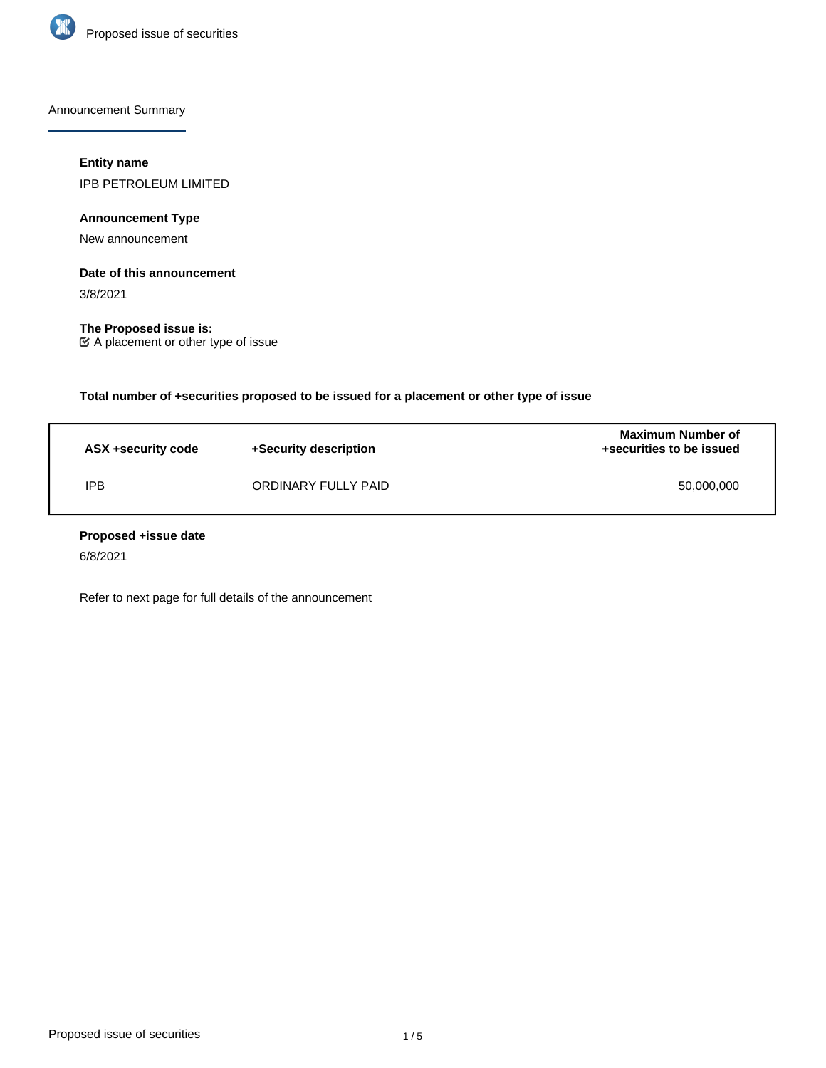Announcement Summary

**Entity name**

IPB PETROLEUM LIMITED

**Announcement Type**

New announcement

**Date of this announcement**

3/8/2021

**The Proposed issue is:**

☑ A placement or other type of issue

**Total number of +securities proposed to be issued for a placement or other type of issue**

| ASX +security code | +Security description | Maximum Number of +securities to be issued |
|---|---|---|
| IPB | ORDINARY FULLY PAID | 50,000,000 |

**Proposed +issue date**

6/8/2021

Refer to next page for full details of the announcement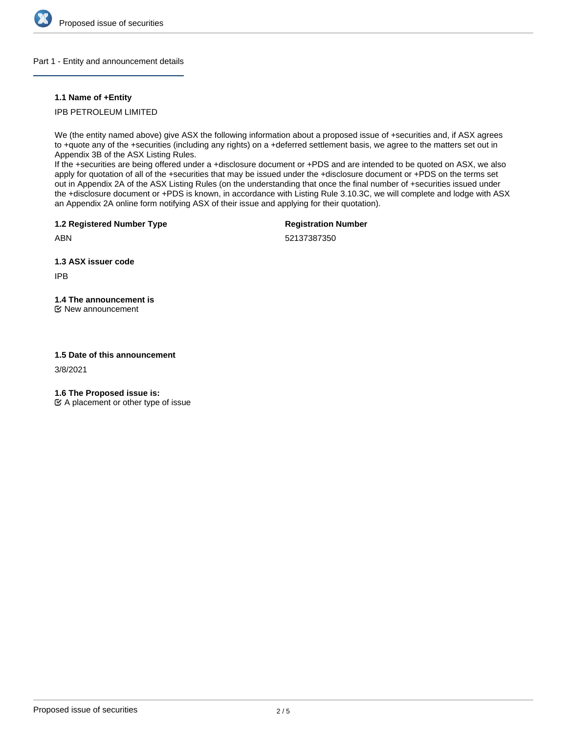## Part 1 - Entity and announcement details

**1.1 Name of +Entity**

IPB PETROLEUM LIMITED

We (the entity named above) give ASX the following information about a proposed issue of +securities and, if ASX agrees to +quote any of the +securities (including any rights) on a +deferred settlement basis, we agree to the matters set out in Appendix 3B of the ASX Listing Rules.
If the +securities are being offered under a +disclosure document or +PDS and are intended to be quoted on ASX, we also apply for quotation of all of the +securities that may be issued under the +disclosure document or +PDS on the terms set out in Appendix 2A of the ASX Listing Rules (on the understanding that once the final number of +securities issued under the +disclosure document or +PDS is known, in accordance with Listing Rule 3.10.3C, we will complete and lodge with ASX an Appendix 2A online form notifying ASX of their issue and applying for their quotation).

**1.2 Registered Number Type**

ABN

**Registration Number**

52137387350

**1.3 ASX issuer code**

IPB

**1.4 The announcement is**

☑ New announcement

**1.5 Date of this announcement**

3/8/2021

**1.6 The Proposed issue is:**

☑ A placement or other type of issue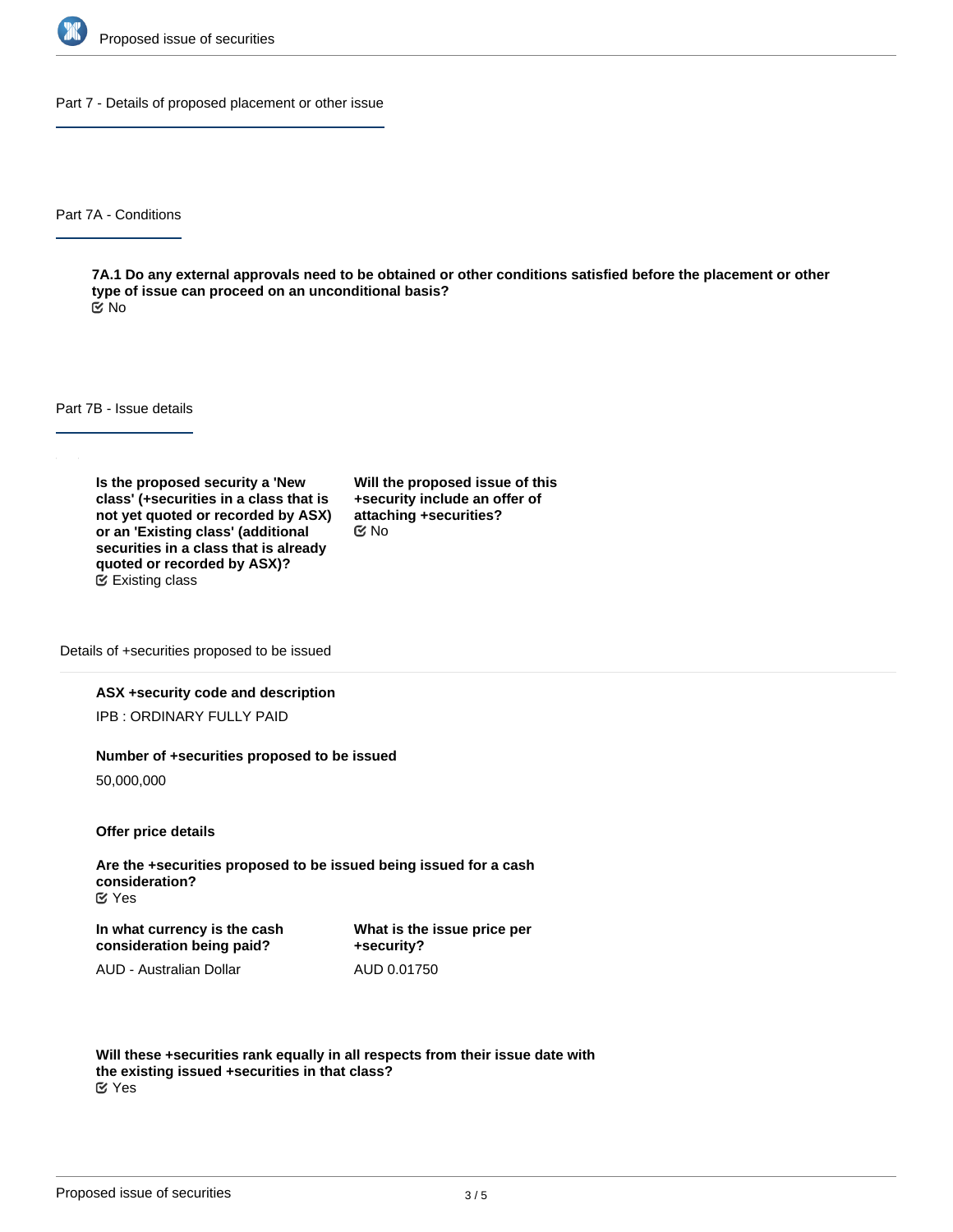## Part 7 - Details of proposed placement or other issue

### Part 7A - Conditions

**7A.1 Do any external approvals need to be obtained or other conditions satisfied before the placement or other type of issue can proceed on an unconditional basis?**

No

### Part 7B - Issue details

**Is the proposed security a 'New class' (+securities in a class that is not yet quoted or recorded by ASX) or an 'Existing class' (additional securities in a class that is already quoted or recorded by ASX)?**

Existing class

**Will the proposed issue of this +security include an offer of attaching +securities?**

No

#### Details of +securities proposed to be issued

**ASX +security code and description**

IPB : ORDINARY FULLY PAID

**Number of +securities proposed to be issued**

50,000,000

**Offer price details**

**Are the +securities proposed to be issued being issued for a cash consideration?**

Yes

**In what currency is the cash consideration being paid?**

AUD - Australian Dollar

**What is the issue price per +security?**

AUD 0.01750

**Will these +securities rank equally in all respects from their issue date with the existing issued +securities in that class?**

Yes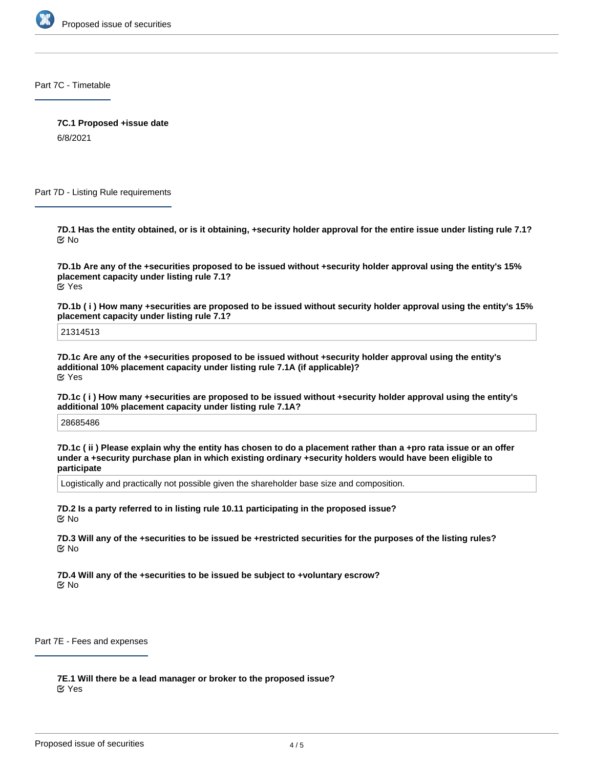## Part 7C - Timetable

**7C.1 Proposed +issue date**

6/8/2021

## Part 7D - Listing Rule requirements

**7D.1 Has the entity obtained, or is it obtaining, +security holder approval for the entire issue under listing rule 7.1?**

No

**7D.1b Are any of the +securities proposed to be issued without +security holder approval using the entity's 15% placement capacity under listing rule 7.1?**

Yes

**7D.1b ( i ) How many +securities are proposed to be issued without security holder approval using the entity's 15% placement capacity under listing rule 7.1?**

21314513

**7D.1c Are any of the +securities proposed to be issued without +security holder approval using the entity's additional 10% placement capacity under listing rule 7.1A (if applicable)?**

Yes

**7D.1c ( i ) How many +securities are proposed to be issued without +security holder approval using the entity's additional 10% placement capacity under listing rule 7.1A?**

28685486

**7D.1c ( ii ) Please explain why the entity has chosen to do a placement rather than a +pro rata issue or an offer under a +security purchase plan in which existing ordinary +security holders would have been eligible to participate**

Logistically and practically not possible given the shareholder base size and composition.

**7D.2 Is a party referred to in listing rule 10.11 participating in the proposed issue?**

No

**7D.3 Will any of the +securities to be issued be +restricted securities for the purposes of the listing rules?**

No

**7D.4 Will any of the +securities to be issued be subject to +voluntary escrow?**

No

## Part 7E - Fees and expenses

**7E.1 Will there be a lead manager or broker to the proposed issue?**

Yes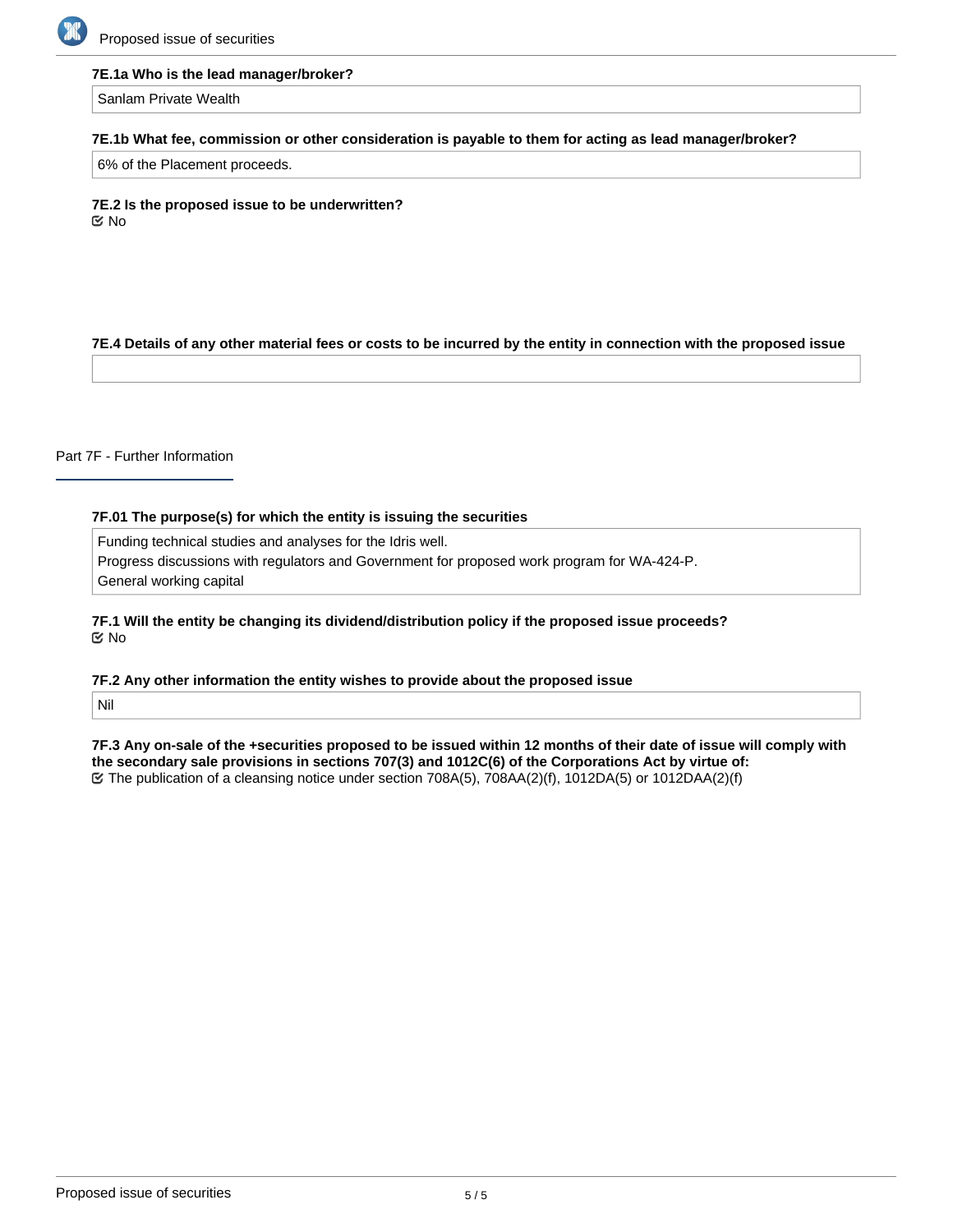**7E.1a Who is the lead manager/broker?**

Sanlam Private Wealth

**7E.1b What fee, commission or other consideration is payable to them for acting as lead manager/broker?**

6% of the Placement proceeds.

**7E.2 Is the proposed issue to be underwritten?**

☑ No

**7E.4 Details of any other material fees or costs to be incurred by the entity in connection with the proposed issue**

## Part 7F - Further Information

**7F.01 The purpose(s) for which the entity is issuing the securities**

Funding technical studies and analyses for the Idris well.
Progress discussions with regulators and Government for proposed work program for WA-424-P.
General working capital

**7F.1 Will the entity be changing its dividend/distribution policy if the proposed issue proceeds?**

☑ No

**7F.2 Any other information the entity wishes to provide about the proposed issue**

Nil

**7F.3 Any on-sale of the +securities proposed to be issued within 12 months of their date of issue will comply with the secondary sale provisions in sections 707(3) and 1012C(6) of the Corporations Act by virtue of:**

☑ The publication of a cleansing notice under section 708A(5), 708AA(2)(f), 1012DA(5) or 1012DAA(2)(f)